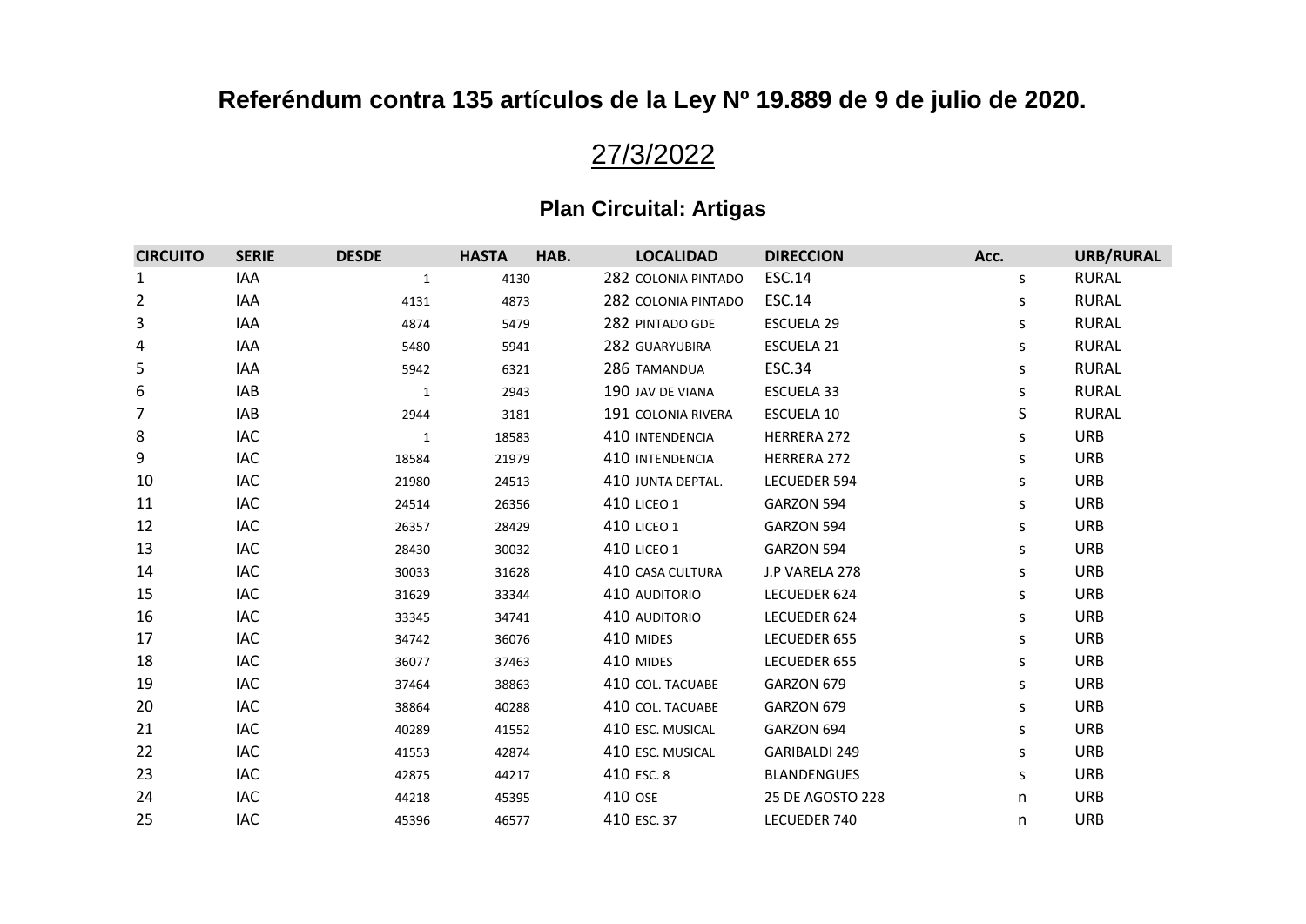# Referéndum contra 135 artículos de la Ley Nº 19.889 de 9 de julio de 2020.

## 27/3/2022

### Plan Circuital: Artigas

| CIRCUITO | SERIE | DESDE | HASTA | HAB. | LOCALIDAD | DIRECCION | Acc. | URB/RURAL |
|---|---|---|---|---|---|---|---|---|
| 1 | IAA | 1 | 4130 | 282 | COLONIA PINTADO | ESC.14 | s | RURAL |
| 2 | IAA | 4131 | 4873 | 282 | COLONIA PINTADO | ESC.14 | s | RURAL |
| 3 | IAA | 4874 | 5479 | 282 | PINTADO GDE | ESCUELA 29 | s | RURAL |
| 4 | IAA | 5480 | 5941 | 282 | GUARYUBIRA | ESCUELA 21 | s | RURAL |
| 5 | IAA | 5942 | 6321 | 286 | TAMANDUA | ESC.34 | s | RURAL |
| 6 | IAB | 1 | 2943 | 190 | JAV DE VIANA | ESCUELA 33 | s | RURAL |
| 7 | IAB | 2944 | 3181 | 191 | COLONIA RIVERA | ESCUELA 10 | S | RURAL |
| 8 | IAC | 1 | 18583 | 410 | INTENDENCIA | HERRERA 272 | s | URB |
| 9 | IAC | 18584 | 21979 | 410 | INTENDENCIA | HERRERA 272 | s | URB |
| 10 | IAC | 21980 | 24513 | 410 | JUNTA DEPTAL. | LECUEDER 594 | s | URB |
| 11 | IAC | 24514 | 26356 | 410 | LICEO 1 | GARZON 594 | s | URB |
| 12 | IAC | 26357 | 28429 | 410 | LICEO 1 | GARZON 594 | s | URB |
| 13 | IAC | 28430 | 30032 | 410 | LICEO 1 | GARZON 594 | s | URB |
| 14 | IAC | 30033 | 31628 | 410 | CASA CULTURA | J.P VARELA 278 | s | URB |
| 15 | IAC | 31629 | 33344 | 410 | AUDITORIO | LECUEDER 624 | s | URB |
| 16 | IAC | 33345 | 34741 | 410 | AUDITORIO | LECUEDER 624 | s | URB |
| 17 | IAC | 34742 | 36076 | 410 | MIDES | LECUEDER 655 | s | URB |
| 18 | IAC | 36077 | 37463 | 410 | MIDES | LECUEDER 655 | s | URB |
| 19 | IAC | 37464 | 38863 | 410 | COL. TACUABE | GARZON 679 | s | URB |
| 20 | IAC | 38864 | 40288 | 410 | COL. TACUABE | GARZON 679 | s | URB |
| 21 | IAC | 40289 | 41552 | 410 | ESC. MUSICAL | GARZON 694 | s | URB |
| 22 | IAC | 41553 | 42874 | 410 | ESC. MUSICAL | GARIBALDI 249 | s | URB |
| 23 | IAC | 42875 | 44217 | 410 | ESC. 8 | BLANDENGUES | s | URB |
| 24 | IAC | 44218 | 45395 | 410 | OSE | 25 DE AGOSTO 228 | n | URB |
| 25 | IAC | 45396 | 46577 | 410 | ESC. 37 | LECUEDER 740 | n | URB |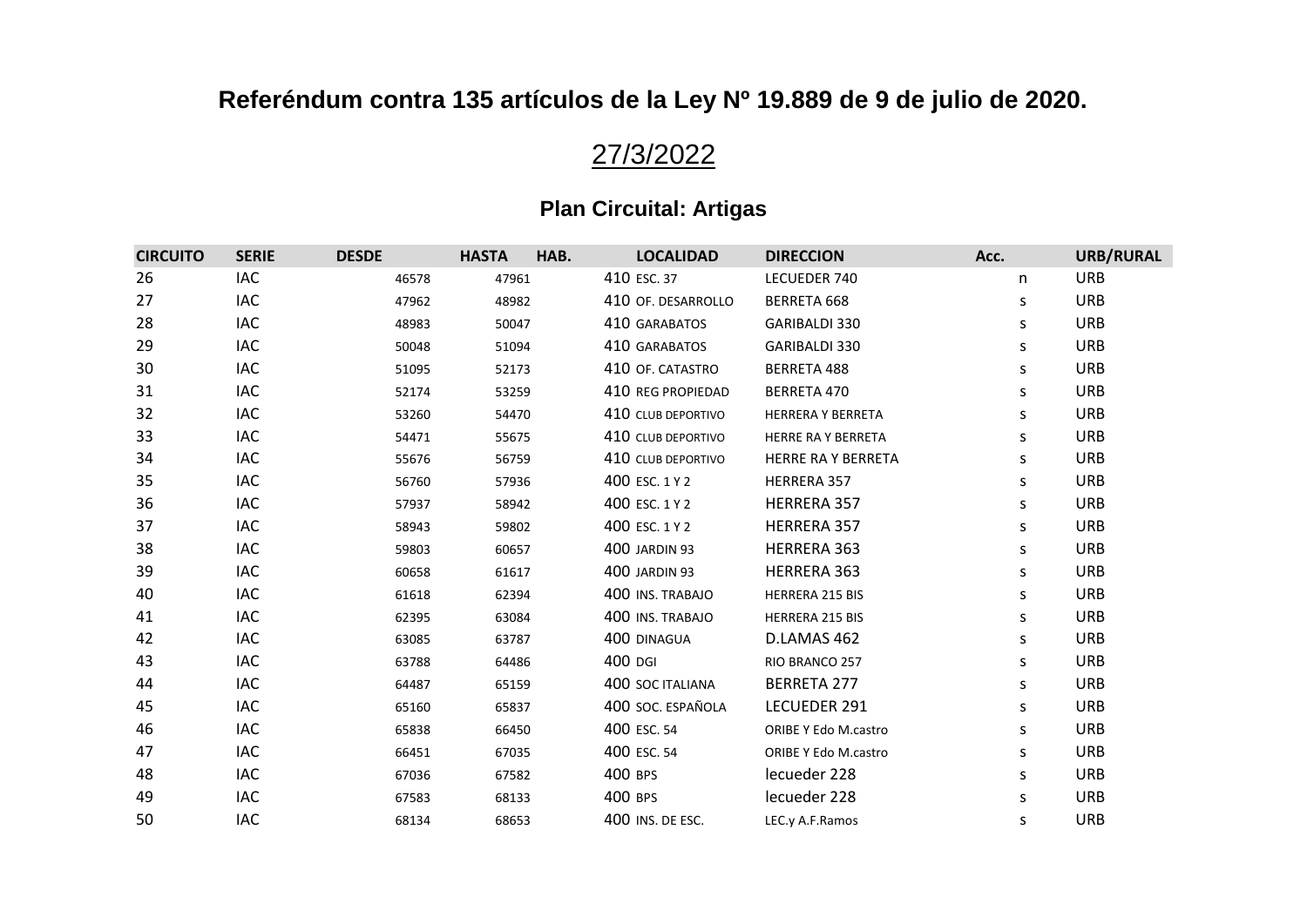**Referéndum contra 135 artículos de la Ley Nº 19.889 de 9 de julio de 2020.**

27/3/2022

**Plan Circuital: Artigas**

| CIRCUITO | SERIE | DESDE | HASTA | HAB. | LOCALIDAD | DIRECCION | Acc. | URB/RURAL |
|---|---|---|---|---|---|---|---|---|
| 26 | IAC | 46578 | 47961 | 410 | ESC. 37 | LECUEDER 740 | n | URB |
| 27 | IAC | 47962 | 48982 | 410 | OF. DESARROLLO | BERRETA 668 | s | URB |
| 28 | IAC | 48983 | 50047 | 410 | GARABATOS | GARIBALDI 330 | s | URB |
| 29 | IAC | 50048 | 51094 | 410 | GARABATOS | GARIBALDI 330 | s | URB |
| 30 | IAC | 51095 | 52173 | 410 | OF. CATASTRO | BERRETA 488 | s | URB |
| 31 | IAC | 52174 | 53259 | 410 | REG PROPIEDAD | BERRETA 470 | s | URB |
| 32 | IAC | 53260 | 54470 | 410 | CLUB DEPORTIVO | HERRERA Y BERRETA | s | URB |
| 33 | IAC | 54471 | 55675 | 410 | CLUB DEPORTIVO | HERRE RA Y BERRETA | s | URB |
| 34 | IAC | 55676 | 56759 | 410 | CLUB DEPORTIVO | HERRE RA Y BERRETA | s | URB |
| 35 | IAC | 56760 | 57936 | 400 | ESC. 1 Y 2 | HERRERA 357 | s | URB |
| 36 | IAC | 57937 | 58942 | 400 | ESC. 1 Y 2 | HERRERA 357 | s | URB |
| 37 | IAC | 58943 | 59802 | 400 | ESC. 1 Y 2 | HERRERA 357 | s | URB |
| 38 | IAC | 59803 | 60657 | 400 | JARDIN 93 | HERRERA 363 | s | URB |
| 39 | IAC | 60658 | 61617 | 400 | JARDIN 93 | HERRERA 363 | s | URB |
| 40 | IAC | 61618 | 62394 | 400 | INS. TRABAJO | HERRERA 215 BIS | s | URB |
| 41 | IAC | 62395 | 63084 | 400 | INS. TRABAJO | HERRERA 215 BIS | s | URB |
| 42 | IAC | 63085 | 63787 | 400 | DINAGUA | D.LAMAS 462 | s | URB |
| 43 | IAC | 63788 | 64486 | 400 | DGI | RIO BRANCO 257 | s | URB |
| 44 | IAC | 64487 | 65159 | 400 | SOC ITALIANA | BERRETA 277 | s | URB |
| 45 | IAC | 65160 | 65837 | 400 | SOC. ESPAÑOLA | LECUEDER 291 | s | URB |
| 46 | IAC | 65838 | 66450 | 400 | ESC. 54 | ORIBE Y Edo M.castro | s | URB |
| 47 | IAC | 66451 | 67035 | 400 | ESC. 54 | ORIBE Y Edo M.castro | s | URB |
| 48 | IAC | 67036 | 67582 | 400 | BPS | lecueder 228 | s | URB |
| 49 | IAC | 67583 | 68133 | 400 | BPS | lecueder 228 | s | URB |
| 50 | IAC | 68134 | 68653 | 400 | INS. DE ESC. | LEC.y A.F.Ramos | s | URB |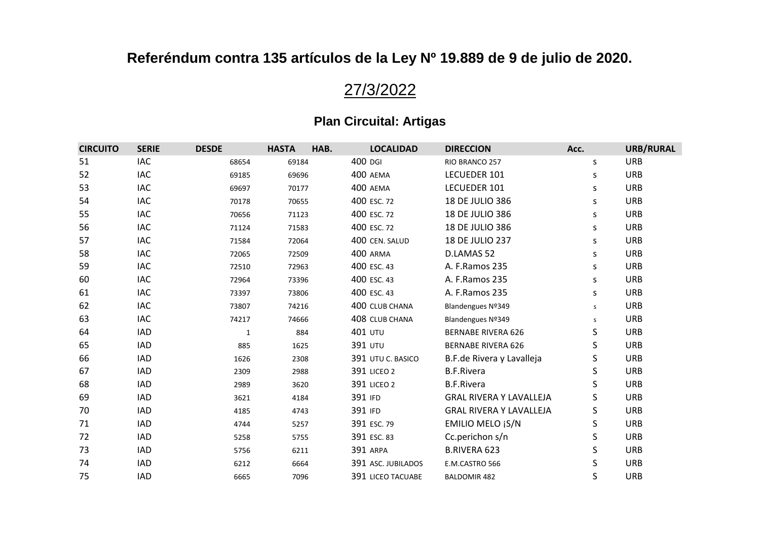## Referéndum contra 135 artículos de la Ley Nº 19.889 de 9 de julio de 2020.

27/3/2022

### Plan Circuital: Artigas

| CIRCUITO | SERIE | DESDE | HASTA | HAB. | LOCALIDAD | DIRECCION | Acc. | URB/RURAL |
|---|---|---|---|---|---|---|---|---|
| 51 | IAC | 68654 | 69184 | 400 | DGI | RIO BRANCO 257 | s | URB |
| 52 | IAC | 69185 | 69696 | 400 | AEMA | LECUEDER 101 | s | URB |
| 53 | IAC | 69697 | 70177 | 400 | AEMA | LECUEDER 101 | s | URB |
| 54 | IAC | 70178 | 70655 | 400 | ESC. 72 | 18 DE JULIO 386 | s | URB |
| 55 | IAC | 70656 | 71123 | 400 | ESC. 72 | 18 DE JULIO 386 | s | URB |
| 56 | IAC | 71124 | 71583 | 400 | ESC. 72 | 18 DE JULIO 386 | s | URB |
| 57 | IAC | 71584 | 72064 | 400 | CEN. SALUD | 18 DE JULIO 237 | s | URB |
| 58 | IAC | 72065 | 72509 | 400 | ARMA | D.LAMAS 52 | s | URB |
| 59 | IAC | 72510 | 72963 | 400 | ESC. 43 | A. F.Ramos 235 | s | URB |
| 60 | IAC | 72964 | 73396 | 400 | ESC. 43 | A. F.Ramos 235 | s | URB |
| 61 | IAC | 73397 | 73806 | 400 | ESC. 43 | A. F.Ramos 235 | s | URB |
| 62 | IAC | 73807 | 74216 | 400 | CLUB CHANA | Blandengues Nº349 | s | URB |
| 63 | IAC | 74217 | 74666 | 408 | CLUB CHANA | Blandengues Nº349 | s | URB |
| 64 | IAD | 1 | 884 | 401 | UTU | BERNABE RIVERA 626 | S | URB |
| 65 | IAD | 885 | 1625 | 391 | UTU | BERNABE RIVERA 626 | S | URB |
| 66 | IAD | 1626 | 2308 | 391 | UTU C. BASICO | B.F.de Rivera y Lavalleja | S | URB |
| 67 | IAD | 2309 | 2988 | 391 | LICEO 2 | B.F.Rivera | S | URB |
| 68 | IAD | 2989 | 3620 | 391 | LICEO 2 | B.F.Rivera | S | URB |
| 69 | IAD | 3621 | 4184 | 391 | IFD | GRAL RIVERA Y LAVALLEJA | S | URB |
| 70 | IAD | 4185 | 4743 | 391 | IFD | GRAL RIVERA Y LAVALLEJA | S | URB |
| 71 | IAD | 4744 | 5257 | 391 | ESC. 79 | EMILIO MELO ¡S/N | S | URB |
| 72 | IAD | 5258 | 5755 | 391 | ESC. 83 | Cc.perichon s/n | S | URB |
| 73 | IAD | 5756 | 6211 | 391 | ARPA | B.RIVERA 623 | S | URB |
| 74 | IAD | 6212 | 6664 | 391 | ASC. JUBILADOS | E.M.CASTRO 566 | S | URB |
| 75 | IAD | 6665 | 7096 | 391 | LICEO TACUABE | BALDOMIR 482 | S | URB |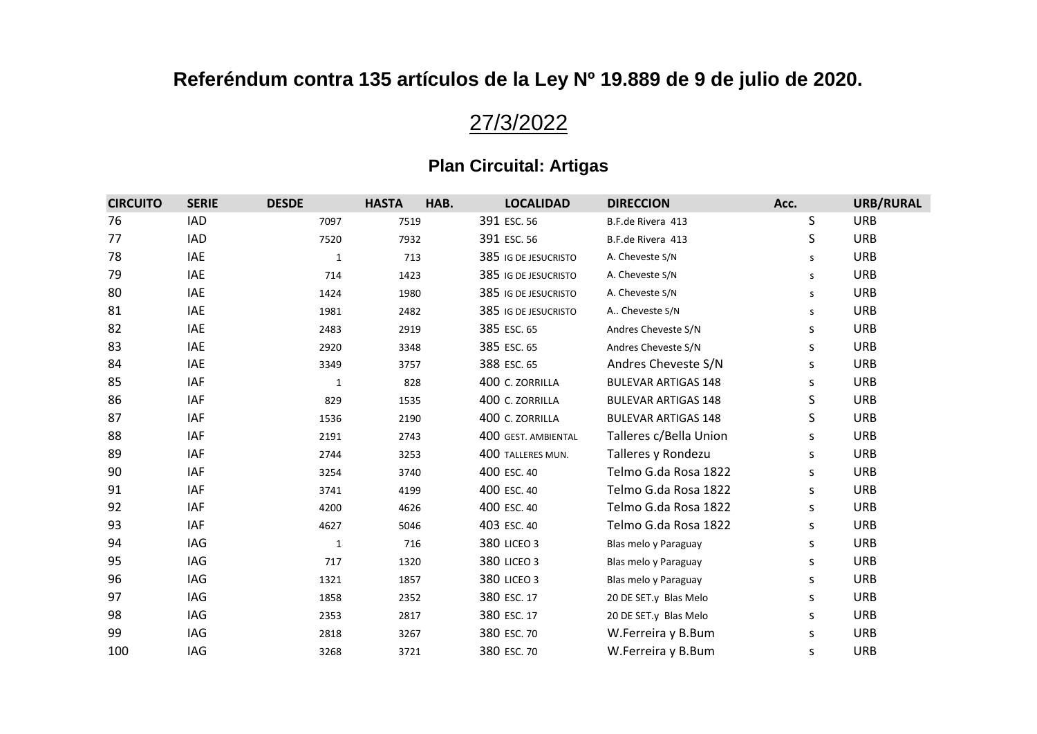# Referéndum contra 135 artículos de la Ley Nº 19.889 de 9 de julio de 2020.

## 27/3/2022

### Plan Circuital: Artigas

| CIRCUITO | SERIE | DESDE | HASTA | HAB. | LOCALIDAD | DIRECCION | Acc. | URB/RURAL |
|---|---|---|---|---|---|---|---|---|
| 76 | IAD | 7097 | 7519 | 391 | ESC. 56 | B.F.de Rivera 413 | S | URB |
| 77 | IAD | 7520 | 7932 | 391 | ESC. 56 | B.F.de Rivera 413 | S | URB |
| 78 | IAE | 1 | 713 | 385 | IG DE JESUCRISTO | A. Cheveste S/N | s | URB |
| 79 | IAE | 714 | 1423 | 385 | IG DE JESUCRISTO | A. Cheveste S/N | s | URB |
| 80 | IAE | 1424 | 1980 | 385 | IG DE JESUCRISTO | A. Cheveste S/N | s | URB |
| 81 | IAE | 1981 | 2482 | 385 | IG DE JESUCRISTO | A.. Cheveste S/N | s | URB |
| 82 | IAE | 2483 | 2919 | 385 | ESC. 65 | Andres Cheveste S/N | s | URB |
| 83 | IAE | 2920 | 3348 | 385 | ESC. 65 | Andres Cheveste S/N | s | URB |
| 84 | IAE | 3349 | 3757 | 388 | ESC. 65 | Andres Cheveste S/N | s | URB |
| 85 | IAF | 1 | 828 | 400 | C. ZORRILLA | BULEVAR ARTIGAS 148 | s | URB |
| 86 | IAF | 829 | 1535 | 400 | C. ZORRILLA | BULEVAR ARTIGAS 148 | S | URB |
| 87 | IAF | 1536 | 2190 | 400 | C. ZORRILLA | BULEVAR ARTIGAS 148 | S | URB |
| 88 | IAF | 2191 | 2743 | 400 | GEST. AMBIENTAL | Talleres c/Bella Union | s | URB |
| 89 | IAF | 2744 | 3253 | 400 | TALLERES MUN. | Talleres y Rondezu | s | URB |
| 90 | IAF | 3254 | 3740 | 400 | ESC. 40 | Telmo G.da Rosa 1822 | s | URB |
| 91 | IAF | 3741 | 4199 | 400 | ESC. 40 | Telmo G.da Rosa 1822 | s | URB |
| 92 | IAF | 4200 | 4626 | 400 | ESC. 40 | Telmo G.da Rosa 1822 | s | URB |
| 93 | IAF | 4627 | 5046 | 403 | ESC. 40 | Telmo G.da Rosa 1822 | s | URB |
| 94 | IAG | 1 | 716 | 380 | LICEO 3 | Blas melo y Paraguay | s | URB |
| 95 | IAG | 717 | 1320 | 380 | LICEO 3 | Blas melo y Paraguay | s | URB |
| 96 | IAG | 1321 | 1857 | 380 | LICEO 3 | Blas melo y Paraguay | s | URB |
| 97 | IAG | 1858 | 2352 | 380 | ESC. 17 | 20 DE SET.y Blas Melo | s | URB |
| 98 | IAG | 2353 | 2817 | 380 | ESC. 17 | 20 DE SET.y Blas Melo | s | URB |
| 99 | IAG | 2818 | 3267 | 380 | ESC. 70 | W.Ferreira y B.Bum | s | URB |
| 100 | IAG | 3268 | 3721 | 380 | ESC. 70 | W.Ferreira y B.Bum | s | URB |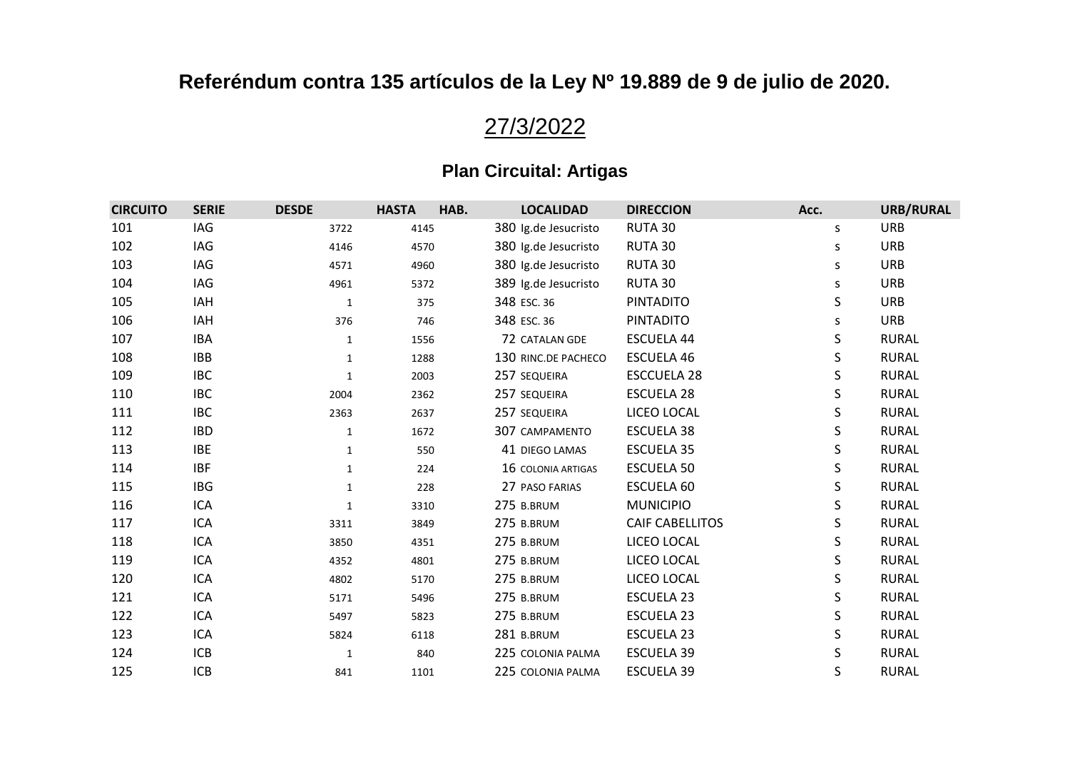# Referéndum contra 135 artículos de la Ley Nº 19.889 de 9 de julio de 2020.

## 27/3/2022

### Plan Circuital: Artigas

| CIRCUITO | SERIE | DESDE | HASTA | HAB. | LOCALIDAD | DIRECCION | Acc. | URB/RURAL |
|---|---|---|---|---|---|---|---|---|
| 101 | IAG | 3722 | 4145 | 380 | Ig.de Jesucristo | RUTA 30 | s | URB |
| 102 | IAG | 4146 | 4570 | 380 | Ig.de Jesucristo | RUTA 30 | s | URB |
| 103 | IAG | 4571 | 4960 | 380 | Ig.de Jesucristo | RUTA 30 | s | URB |
| 104 | IAG | 4961 | 5372 | 389 | Ig.de Jesucristo | RUTA 30 | s | URB |
| 105 | IAH | 1 | 375 | 348 | ESC. 36 | PINTADITO | S | URB |
| 106 | IAH | 376 | 746 | 348 | ESC. 36 | PINTADITO | s | URB |
| 107 | IBA | 1 | 1556 | 72 | CATALAN GDE | ESCUELA 44 | S | RURAL |
| 108 | IBB | 1 | 1288 | 130 | RINC.DE PACHECO | ESCUELA 46 | S | RURAL |
| 109 | IBC | 1 | 2003 | 257 | SEQUEIRA | ESCCUELA 28 | S | RURAL |
| 110 | IBC | 2004 | 2362 | 257 | SEQUEIRA | ESCUELA 28 | S | RURAL |
| 111 | IBC | 2363 | 2637 | 257 | SEQUEIRA | LICEO LOCAL | S | RURAL |
| 112 | IBD | 1 | 1672 | 307 | CAMPAMENTO | ESCUELA 38 | S | RURAL |
| 113 | IBE | 1 | 550 | 41 | DIEGO LAMAS | ESCUELA 35 | S | RURAL |
| 114 | IBF | 1 | 224 | 16 | COLONIA ARTIGAS | ESCUELA 50 | S | RURAL |
| 115 | IBG | 1 | 228 | 27 | PASO FARIAS | ESCUELA 60 | S | RURAL |
| 116 | ICA | 1 | 3310 | 275 | B.BRUM | MUNICIPIO | S | RURAL |
| 117 | ICA | 3311 | 3849 | 275 | B.BRUM | CAIF CABELLITOS | S | RURAL |
| 118 | ICA | 3850 | 4351 | 275 | B.BRUM | LICEO LOCAL | S | RURAL |
| 119 | ICA | 4352 | 4801 | 275 | B.BRUM | LICEO LOCAL | S | RURAL |
| 120 | ICA | 4802 | 5170 | 275 | B.BRUM | LICEO LOCAL | S | RURAL |
| 121 | ICA | 5171 | 5496 | 275 | B.BRUM | ESCUELA 23 | S | RURAL |
| 122 | ICA | 5497 | 5823 | 275 | B.BRUM | ESCUELA 23 | S | RURAL |
| 123 | ICA | 5824 | 6118 | 281 | B.BRUM | ESCUELA 23 | S | RURAL |
| 124 | ICB | 1 | 840 | 225 | COLONIA PALMA | ESCUELA 39 | S | RURAL |
| 125 | ICB | 841 | 1101 | 225 | COLONIA PALMA | ESCUELA 39 | S | RURAL |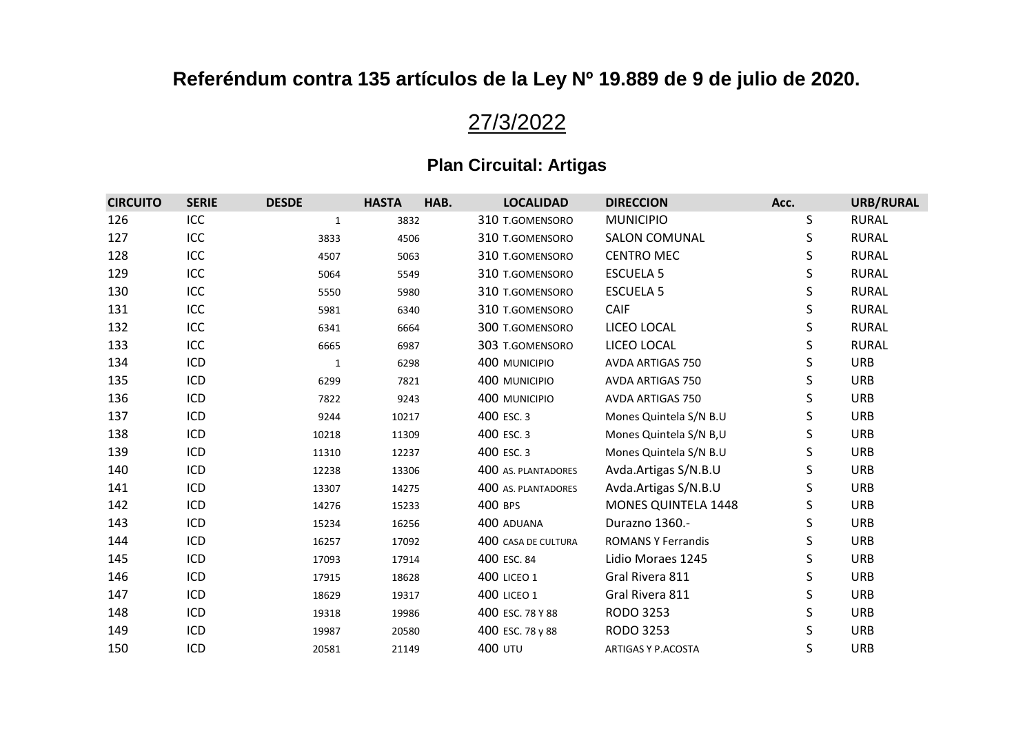## Referéndum contra 135 artículos de la Ley Nº 19.889 de 9 de julio de 2020.

27/3/2022

### Plan Circuital: Artigas

| CIRCUITO | SERIE | DESDE | HASTA | HAB. | LOCALIDAD | DIRECCION | Acc. | URB/RURAL |
|---|---|---|---|---|---|---|---|---|
| 126 | ICC | 1 | 3832 | 310 | T.GOMENSORO | MUNICIPIO | S | RURAL |
| 127 | ICC | 3833 | 4506 | 310 | T.GOMENSORO | SALON COMUNAL | S | RURAL |
| 128 | ICC | 4507 | 5063 | 310 | T.GOMENSORO | CENTRO MEC | S | RURAL |
| 129 | ICC | 5064 | 5549 | 310 | T.GOMENSORO | ESCUELA 5 | S | RURAL |
| 130 | ICC | 5550 | 5980 | 310 | T.GOMENSORO | ESCUELA 5 | S | RURAL |
| 131 | ICC | 5981 | 6340 | 310 | T.GOMENSORO | CAIF | S | RURAL |
| 132 | ICC | 6341 | 6664 | 300 | T.GOMENSORO | LICEO LOCAL | S | RURAL |
| 133 | ICC | 6665 | 6987 | 303 | T.GOMENSORO | LICEO LOCAL | S | RURAL |
| 134 | ICD | 1 | 6298 | 400 | MUNICIPIO | AVDA ARTIGAS 750 | S | URB |
| 135 | ICD | 6299 | 7821 | 400 | MUNICIPIO | AVDA ARTIGAS 750 | S | URB |
| 136 | ICD | 7822 | 9243 | 400 | MUNICIPIO | AVDA ARTIGAS 750 | S | URB |
| 137 | ICD | 9244 | 10217 | 400 | ESC. 3 | Mones Quintela S/N B.U | S | URB |
| 138 | ICD | 10218 | 11309 | 400 | ESC. 3 | Mones Quintela S/N B,U | S | URB |
| 139 | ICD | 11310 | 12237 | 400 | ESC. 3 | Mones Quintela S/N B.U | S | URB |
| 140 | ICD | 12238 | 13306 | 400 | AS. PLANTADORES | Avda.Artigas S/N.B.U | S | URB |
| 141 | ICD | 13307 | 14275 | 400 | AS. PLANTADORES | Avda.Artigas S/N.B.U | S | URB |
| 142 | ICD | 14276 | 15233 | 400 | BPS | MONES QUINTELA 1448 | S | URB |
| 143 | ICD | 15234 | 16256 | 400 | ADUANA | Durazno 1360.- | S | URB |
| 144 | ICD | 16257 | 17092 | 400 | CASA DE CULTURA | ROMANS Y Ferrandis | S | URB |
| 145 | ICD | 17093 | 17914 | 400 | ESC. 84 | Lidio Moraes 1245 | S | URB |
| 146 | ICD | 17915 | 18628 | 400 | LICEO 1 | Gral Rivera 811 | S | URB |
| 147 | ICD | 18629 | 19317 | 400 | LICEO 1 | Gral Rivera 811 | S | URB |
| 148 | ICD | 19318 | 19986 | 400 | ESC. 78 Y 88 | RODO 3253 | S | URB |
| 149 | ICD | 19987 | 20580 | 400 | ESC. 78 y 88 | RODO 3253 | S | URB |
| 150 | ICD | 20581 | 21149 | 400 | UTU | ARTIGAS Y P.ACOSTA | S | URB |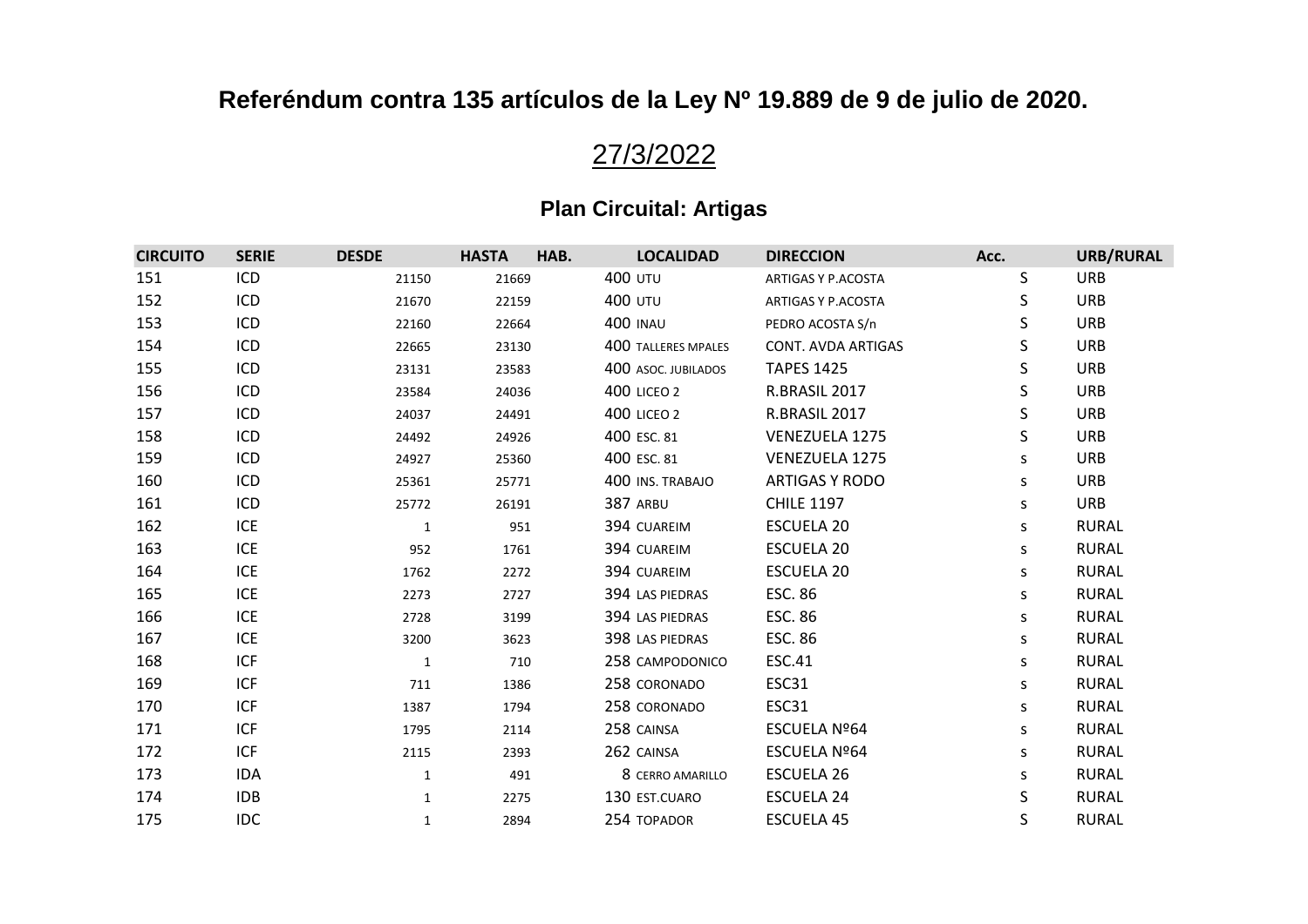## Referéndum contra 135 artículos de la Ley Nº 19.889 de 9 de julio de 2020.

### 27/3/2022

### Plan Circuital: Artigas

| CIRCUITO | SERIE | DESDE | HASTA | HAB. | LOCALIDAD | DIRECCION | Acc. | URB/RURAL |
|---|---|---|---|---|---|---|---|---|
| 151 | ICD | 21150 | 21669 | 400 | UTU | ARTIGAS Y P.ACOSTA | S | URB |
| 152 | ICD | 21670 | 22159 | 400 | UTU | ARTIGAS Y P.ACOSTA | S | URB |
| 153 | ICD | 22160 | 22664 | 400 | INAU | PEDRO ACOSTA S/n | S | URB |
| 154 | ICD | 22665 | 23130 | 400 | TALLERES MPALES | CONT. AVDA ARTIGAS | S | URB |
| 155 | ICD | 23131 | 23583 | 400 | ASOC. JUBILADOS | TAPES 1425 | S | URB |
| 156 | ICD | 23584 | 24036 | 400 | LICEO 2 | R.BRASIL 2017 | S | URB |
| 157 | ICD | 24037 | 24491 | 400 | LICEO 2 | R.BRASIL 2017 | S | URB |
| 158 | ICD | 24492 | 24926 | 400 | ESC. 81 | VENEZUELA 1275 | S | URB |
| 159 | ICD | 24927 | 25360 | 400 | ESC. 81 | VENEZUELA 1275 | s | URB |
| 160 | ICD | 25361 | 25771 | 400 | INS. TRABAJO | ARTIGAS Y RODO | s | URB |
| 161 | ICD | 25772 | 26191 | 387 | ARBU | CHILE 1197 | s | URB |
| 162 | ICE | 1 | 951 | 394 | CUAREIM | ESCUELA 20 | s | RURAL |
| 163 | ICE | 952 | 1761 | 394 | CUAREIM | ESCUELA 20 | s | RURAL |
| 164 | ICE | 1762 | 2272 | 394 | CUAREIM | ESCUELA 20 | s | RURAL |
| 165 | ICE | 2273 | 2727 | 394 | LAS PIEDRAS | ESC. 86 | s | RURAL |
| 166 | ICE | 2728 | 3199 | 394 | LAS PIEDRAS | ESC. 86 | s | RURAL |
| 167 | ICE | 3200 | 3623 | 398 | LAS PIEDRAS | ESC. 86 | s | RURAL |
| 168 | ICF | 1 | 710 | 258 | CAMPODONICO | ESC.41 | s | RURAL |
| 169 | ICF | 711 | 1386 | 258 | CORONADO | ESC31 | s | RURAL |
| 170 | ICF | 1387 | 1794 | 258 | CORONADO | ESC31 | s | RURAL |
| 171 | ICF | 1795 | 2114 | 258 | CAINSA | ESCUELA Nº64 | s | RURAL |
| 172 | ICF | 2115 | 2393 | 262 | CAINSA | ESCUELA Nº64 | s | RURAL |
| 173 | IDA | 1 | 491 | 8 | CERRO AMARILLO | ESCUELA 26 | s | RURAL |
| 174 | IDB | 1 | 2275 | 130 | EST.CUARO | ESCUELA 24 | S | RURAL |
| 175 | IDC | 1 | 2894 | 254 | TOPADOR | ESCUELA 45 | S | RURAL |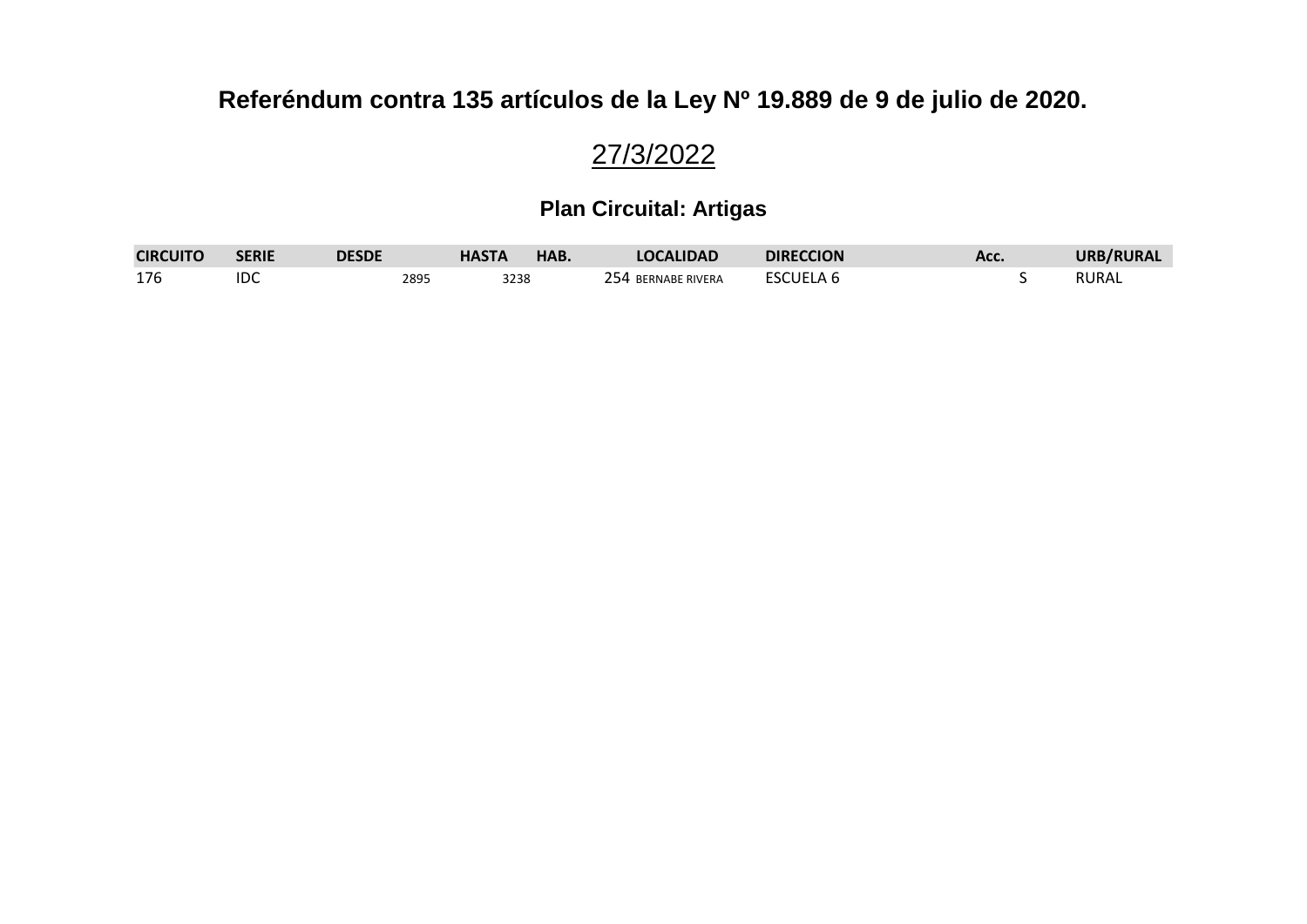## Referéndum contra 135 artículos de la Ley Nº 19.889 de 9 de julio de 2020.

27/3/2022

### Plan Circuital: Artigas

| CIRCUITO | SERIE | DESDE | HASTA | HAB. | LOCALIDAD | DIRECCION | Acc. | URB/RURAL |
|---|---|---|---|---|---|---|---|---|
| 176 | IDC | 2895 | 3238 | 254 | BERNABE RIVERA | ESCUELA 6 | S | RURAL |